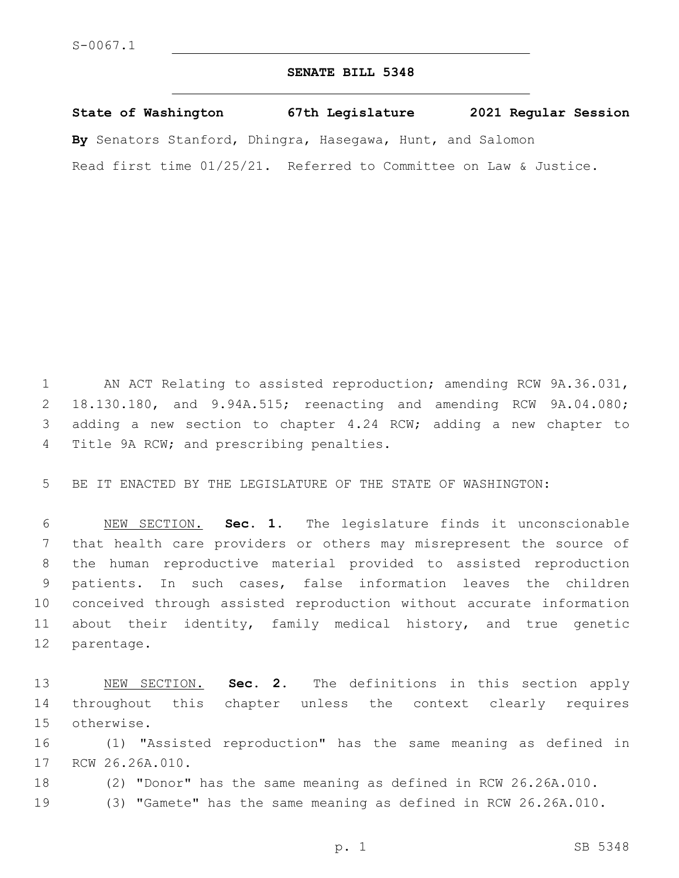S-0067.1

# SENATE BILL 5348

**State of Washington 67th Legislature 2021 Regular Session**

**By** Senators Stanford, Dhingra, Hasegawa, Hunt, and Salomon

Read first time 01/25/21. Referred to Committee on Law & Justice.

AN ACT Relating to assisted reproduction; amending RCW 9A.36.031, 18.130.180, and 9.94A.515; reenacting and amending RCW 9A.04.080; adding a new section to chapter 4.24 RCW; adding a new chapter to Title 9A RCW; and prescribing penalties.

BE IT ENACTED BY THE LEGISLATURE OF THE STATE OF WASHINGTON:

NEW SECTION. **Sec. 1.** The legislature finds it unconscionable that health care providers or others may misrepresent the source of the human reproductive material provided to assisted reproduction patients. In such cases, false information leaves the children conceived through assisted reproduction without accurate information about their identity, family medical history, and true genetic parentage.

NEW SECTION. **Sec. 2.** The definitions in this section apply throughout this chapter unless the context clearly requires otherwise.

(1) "Assisted reproduction" has the same meaning as defined in RCW 26.26A.010.

(2) "Donor" has the same meaning as defined in RCW 26.26A.010.

(3) "Gamete" has the same meaning as defined in RCW 26.26A.010.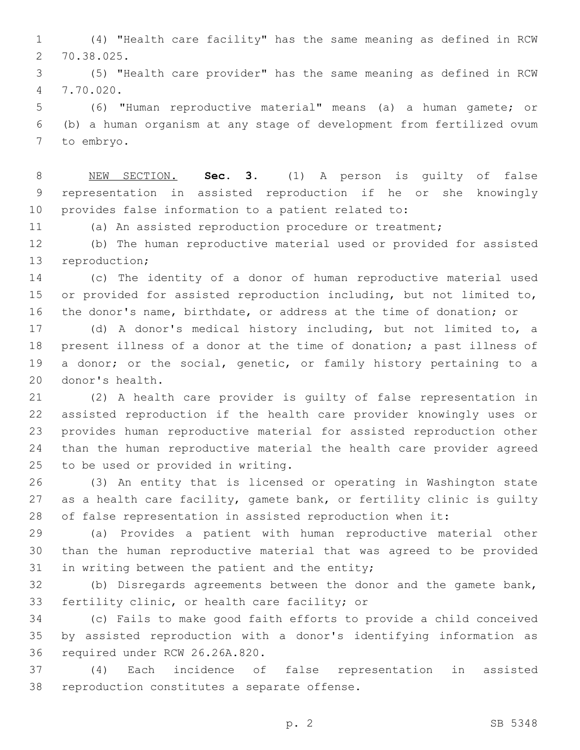(4) "Health care facility" has the same meaning as defined in RCW 70.38.025.

(5) "Health care provider" has the same meaning as defined in RCW 7.70.020.

(6) "Human reproductive material" means (a) a human gamete; or (b) a human organism at any stage of development from fertilized ovum to embryo.

NEW SECTION. **Sec. 3.** (1) A person is guilty of false representation in assisted reproduction if he or she knowingly provides false information to a patient related to:

(a) An assisted reproduction procedure or treatment;

(b) The human reproductive material used or provided for assisted reproduction;

(c) The identity of a donor of human reproductive material used or provided for assisted reproduction including, but not limited to, the donor's name, birthdate, or address at the time of donation; or

(d) A donor's medical history including, but not limited to, a present illness of a donor at the time of donation; a past illness of a donor; or the social, genetic, or family history pertaining to a donor's health.

(2) A health care provider is guilty of false representation in assisted reproduction if the health care provider knowingly uses or provides human reproductive material for assisted reproduction other than the human reproductive material the health care provider agreed to be used or provided in writing.

(3) An entity that is licensed or operating in Washington state as a health care facility, gamete bank, or fertility clinic is guilty of false representation in assisted reproduction when it:

(a) Provides a patient with human reproductive material other than the human reproductive material that was agreed to be provided in writing between the patient and the entity;

(b) Disregards agreements between the donor and the gamete bank, fertility clinic, or health care facility; or

(c) Fails to make good faith efforts to provide a child conceived by assisted reproduction with a donor's identifying information as required under RCW 26.26A.820.

(4) Each incidence of false representation in assisted reproduction constitutes a separate offense.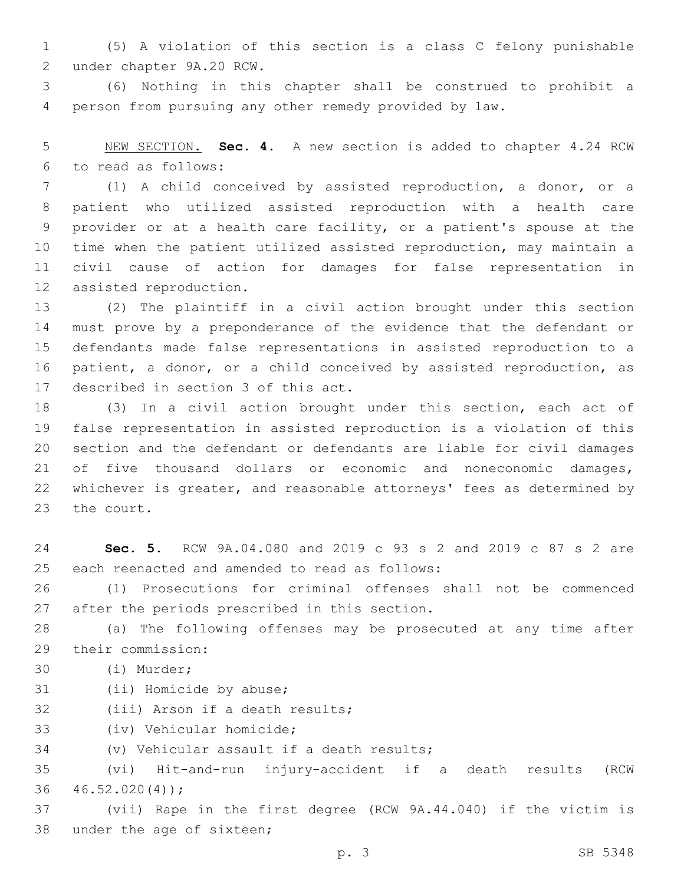(5) A violation of this section is a class C felony punishable under chapter 9A.20 RCW.

(6) Nothing in this chapter shall be construed to prohibit a person from pursuing any other remedy provided by law.

NEW SECTION. **Sec. 4.** A new section is added to chapter 4.24 RCW to read as follows:

(1) A child conceived by assisted reproduction, a donor, or a patient who utilized assisted reproduction with a health care provider or at a health care facility, or a patient's spouse at the time when the patient utilized assisted reproduction, may maintain a civil cause of action for damages for false representation in assisted reproduction.

(2) The plaintiff in a civil action brought under this section must prove by a preponderance of the evidence that the defendant or defendants made false representations in assisted reproduction to a patient, a donor, or a child conceived by assisted reproduction, as described in section 3 of this act.

(3) In a civil action brought under this section, each act of false representation in assisted reproduction is a violation of this section and the defendant or defendants are liable for civil damages of five thousand dollars or economic and noneconomic damages, whichever is greater, and reasonable attorneys' fees as determined by the court.

**Sec. 5.** RCW 9A.04.080 and 2019 c 93 s 2 and 2019 c 87 s 2 are each reenacted and amended to read as follows:

(1) Prosecutions for criminal offenses shall not be commenced after the periods prescribed in this section.

(a) The following offenses may be prosecuted at any time after their commission:

(i) Murder;

(ii) Homicide by abuse;

(iii) Arson if a death results;

(iv) Vehicular homicide;

(v) Vehicular assault if a death results;

(vi) Hit-and-run injury-accident if a death results (RCW 46.52.020(4));

(vii) Rape in the first degree (RCW 9A.44.040) if the victim is under the age of sixteen;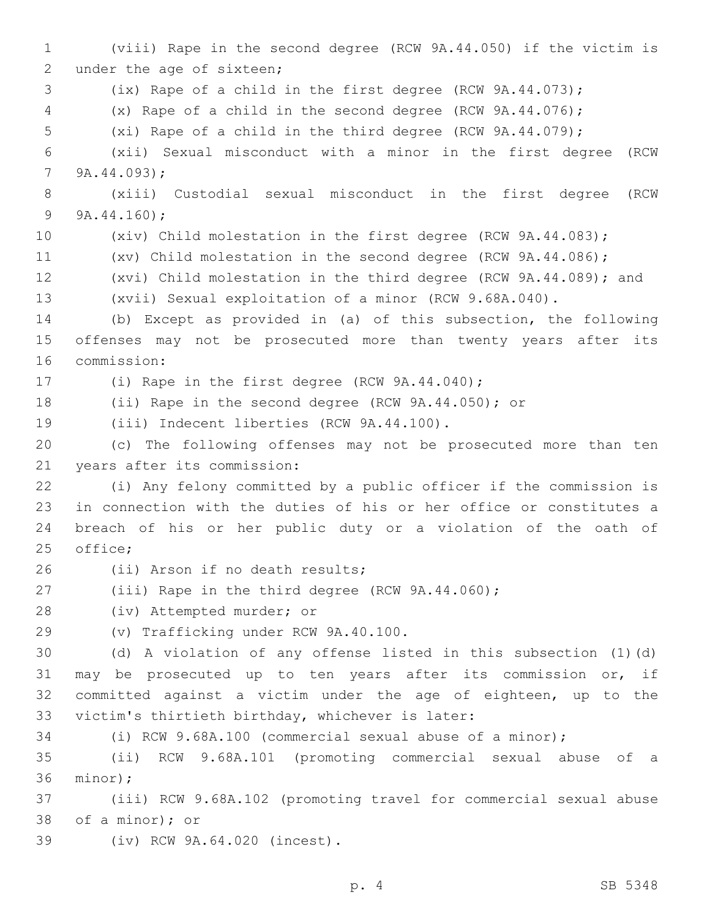(viii) Rape in the second degree (RCW 9A.44.050) if the victim is under the age of sixteen;

(ix) Rape of a child in the first degree (RCW 9A.44.073);

(x) Rape of a child in the second degree (RCW 9A.44.076);

(xi) Rape of a child in the third degree (RCW 9A.44.079);

(xii) Sexual misconduct with a minor in the first degree (RCW 9A.44.093);

(xiii) Custodial sexual misconduct in the first degree (RCW 9A.44.160);

(xiv) Child molestation in the first degree (RCW 9A.44.083);

(xv) Child molestation in the second degree (RCW 9A.44.086);

(xvi) Child molestation in the third degree (RCW 9A.44.089); and

(xvii) Sexual exploitation of a minor (RCW 9.68A.040).

(b) Except as provided in (a) of this subsection, the following offenses may not be prosecuted more than twenty years after its commission:

(i) Rape in the first degree (RCW 9A.44.040);

(ii) Rape in the second degree (RCW 9A.44.050); or

(iii) Indecent liberties (RCW 9A.44.100).

(c) The following offenses may not be prosecuted more than ten years after its commission:

(i) Any felony committed by a public officer if the commission is in connection with the duties of his or her office or constitutes a breach of his or her public duty or a violation of the oath of office;

(ii) Arson if no death results;

(iii) Rape in the third degree (RCW 9A.44.060);

(iv) Attempted murder; or

(v) Trafficking under RCW 9A.40.100.

(d) A violation of any offense listed in this subsection (1)(d) may be prosecuted up to ten years after its commission or, if committed against a victim under the age of eighteen, up to the victim's thirtieth birthday, whichever is later:

(i) RCW 9.68A.100 (commercial sexual abuse of a minor);

(ii) RCW 9.68A.101 (promoting commercial sexual abuse of a minor);

(iii) RCW 9.68A.102 (promoting travel for commercial sexual abuse of a minor); or

(iv) RCW 9A.64.020 (incest).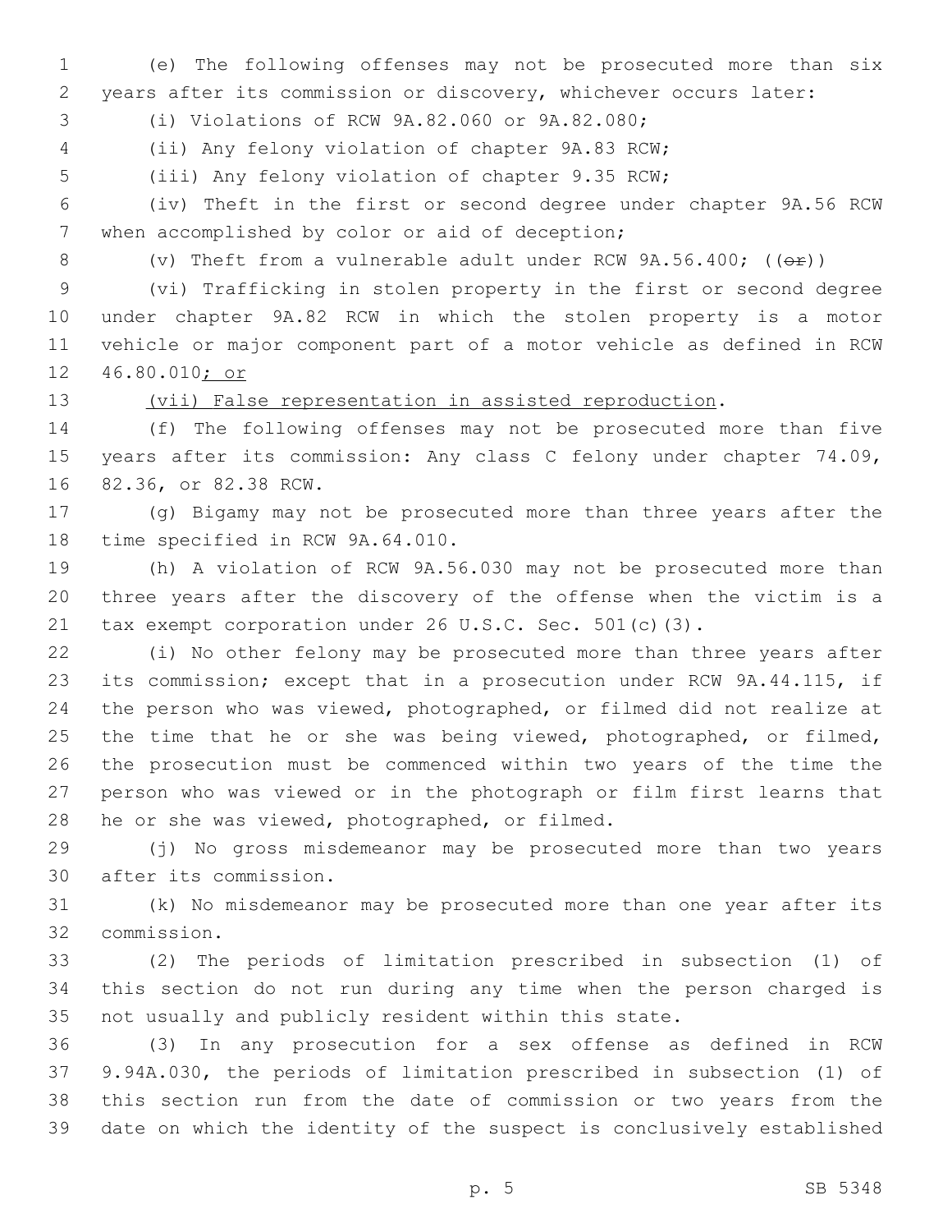(e) The following offenses may not be prosecuted more than six years after its commission or discovery, whichever occurs later:

(i) Violations of RCW 9A.82.060 or 9A.82.080;

(ii) Any felony violation of chapter 9A.83 RCW;

(iii) Any felony violation of chapter 9.35 RCW;

(iv) Theft in the first or second degree under chapter 9A.56 RCW when accomplished by color or aid of deception;

(v) Theft from a vulnerable adult under RCW 9A.56.400; ((~~or~~))

(vi) Trafficking in stolen property in the first or second degree under chapter 9A.82 RCW in which the stolen property is a motor vehicle or major component part of a motor vehicle as defined in RCW 46.80.010<u>; or</u>

<u>(vii) False representation in assisted reproduction</u>.

(f) The following offenses may not be prosecuted more than five years after its commission: Any class C felony under chapter 74.09, 82.36, or 82.38 RCW.

(g) Bigamy may not be prosecuted more than three years after the time specified in RCW 9A.64.010.

(h) A violation of RCW 9A.56.030 may not be prosecuted more than three years after the discovery of the offense when the victim is a tax exempt corporation under 26 U.S.C. Sec. 501(c)(3).

(i) No other felony may be prosecuted more than three years after its commission; except that in a prosecution under RCW 9A.44.115, if the person who was viewed, photographed, or filmed did not realize at the time that he or she was being viewed, photographed, or filmed, the prosecution must be commenced within two years of the time the person who was viewed or in the photograph or film first learns that he or she was viewed, photographed, or filmed.

(j) No gross misdemeanor may be prosecuted more than two years after its commission.

(k) No misdemeanor may be prosecuted more than one year after its commission.

(2) The periods of limitation prescribed in subsection (1) of this section do not run during any time when the person charged is not usually and publicly resident within this state.

(3) In any prosecution for a sex offense as defined in RCW 9.94A.030, the periods of limitation prescribed in subsection (1) of this section run from the date of commission or two years from the date on which the identity of the suspect is conclusively established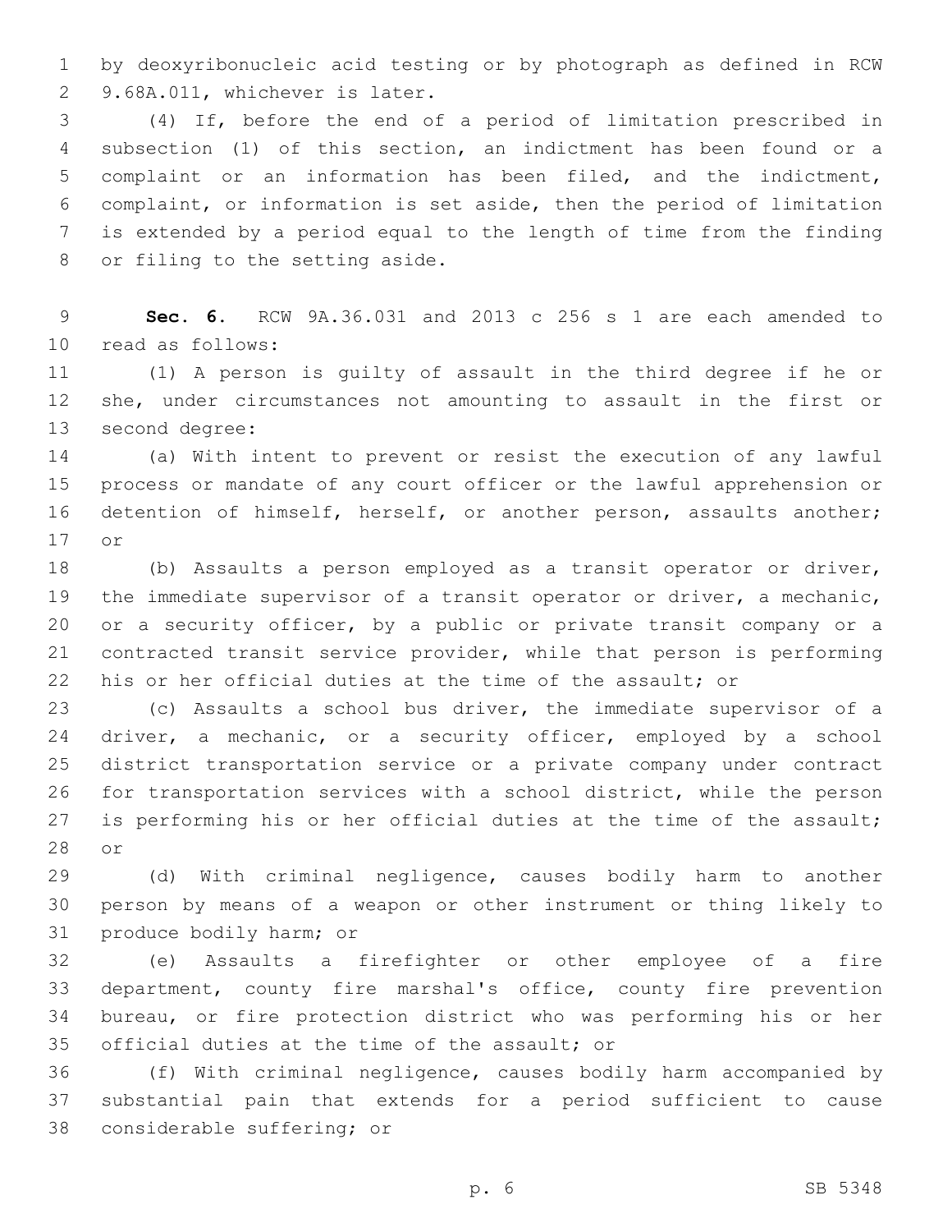by deoxyribonucleic acid testing or by photograph as defined in RCW 9.68A.011, whichever is later.

(4) If, before the end of a period of limitation prescribed in subsection (1) of this section, an indictment has been found or a complaint or an information has been filed, and the indictment, complaint, or information is set aside, then the period of limitation is extended by a period equal to the length of time from the finding or filing to the setting aside.

**Sec. 6.** RCW 9A.36.031 and 2013 c 256 s 1 are each amended to read as follows:

(1) A person is guilty of assault in the third degree if he or she, under circumstances not amounting to assault in the first or second degree:

(a) With intent to prevent or resist the execution of any lawful process or mandate of any court officer or the lawful apprehension or detention of himself, herself, or another person, assaults another; or

(b) Assaults a person employed as a transit operator or driver, the immediate supervisor of a transit operator or driver, a mechanic, or a security officer, by a public or private transit company or a contracted transit service provider, while that person is performing his or her official duties at the time of the assault; or

(c) Assaults a school bus driver, the immediate supervisor of a driver, a mechanic, or a security officer, employed by a school district transportation service or a private company under contract for transportation services with a school district, while the person is performing his or her official duties at the time of the assault; or

(d) With criminal negligence, causes bodily harm to another person by means of a weapon or other instrument or thing likely to produce bodily harm; or

(e) Assaults a firefighter or other employee of a fire department, county fire marshal's office, county fire prevention bureau, or fire protection district who was performing his or her official duties at the time of the assault; or

(f) With criminal negligence, causes bodily harm accompanied by substantial pain that extends for a period sufficient to cause considerable suffering; or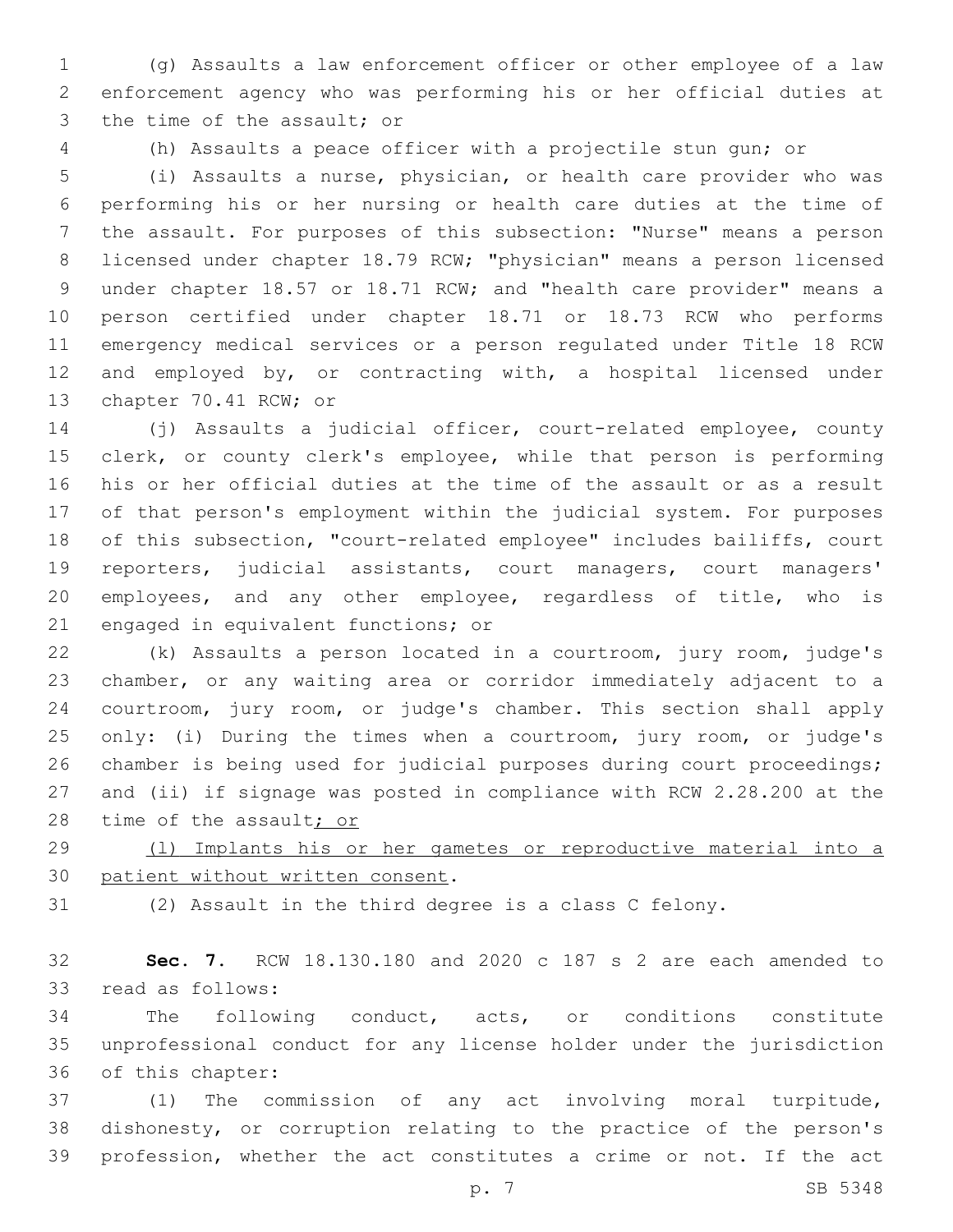(g) Assaults a law enforcement officer or other employee of a law enforcement agency who was performing his or her official duties at the time of the assault; or

(h) Assaults a peace officer with a projectile stun gun; or

(i) Assaults a nurse, physician, or health care provider who was performing his or her nursing or health care duties at the time of the assault. For purposes of this subsection: "Nurse" means a person licensed under chapter 18.79 RCW; "physician" means a person licensed under chapter 18.57 or 18.71 RCW; and "health care provider" means a person certified under chapter 18.71 or 18.73 RCW who performs emergency medical services or a person regulated under Title 18 RCW and employed by, or contracting with, a hospital licensed under chapter 70.41 RCW; or

(j) Assaults a judicial officer, court-related employee, county clerk, or county clerk's employee, while that person is performing his or her official duties at the time of the assault or as a result of that person's employment within the judicial system. For purposes of this subsection, "court-related employee" includes bailiffs, court reporters, judicial assistants, court managers, court managers' employees, and any other employee, regardless of title, who is engaged in equivalent functions; or

(k) Assaults a person located in a courtroom, jury room, judge's chamber, or any waiting area or corridor immediately adjacent to a courtroom, jury room, or judge's chamber. This section shall apply only: (i) During the times when a courtroom, jury room, or judge's chamber is being used for judicial purposes during court proceedings; and (ii) if signage was posted in compliance with RCW 2.28.200 at the time of the assault<ins>; or</ins>

<ins>(l) Implants his or her gametes or reproductive material into a patient without written consent</ins>.

(2) Assault in the third degree is a class C felony.

**Sec. 7.** RCW 18.130.180 and 2020 c 187 s 2 are each amended to read as follows:

The following conduct, acts, or conditions constitute unprofessional conduct for any license holder under the jurisdiction of this chapter:

(1) The commission of any act involving moral turpitude, dishonesty, or corruption relating to the practice of the person's profession, whether the act constitutes a crime or not. If the act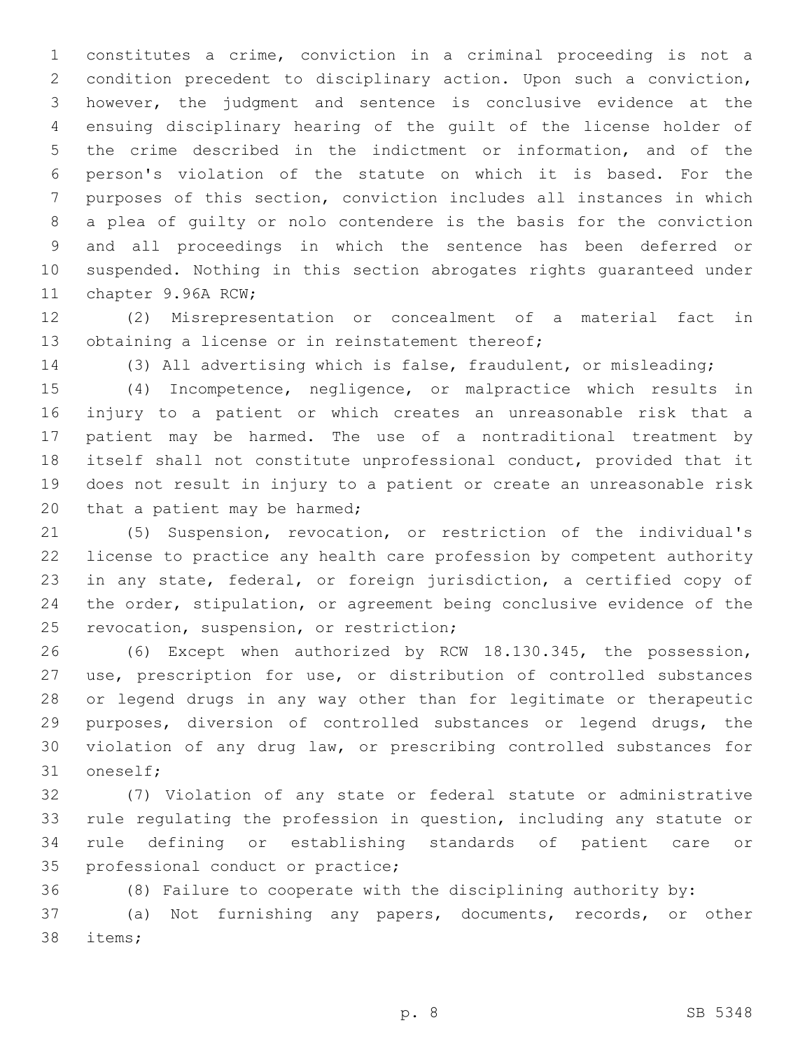constitutes a crime, conviction in a criminal proceeding is not a condition precedent to disciplinary action. Upon such a conviction, however, the judgment and sentence is conclusive evidence at the ensuing disciplinary hearing of the guilt of the license holder of the crime described in the indictment or information, and of the person's violation of the statute on which it is based. For the purposes of this section, conviction includes all instances in which a plea of guilty or nolo contendere is the basis for the conviction and all proceedings in which the sentence has been deferred or suspended. Nothing in this section abrogates rights guaranteed under chapter 9.96A RCW;

(2) Misrepresentation or concealment of a material fact in obtaining a license or in reinstatement thereof;

(3) All advertising which is false, fraudulent, or misleading;

(4) Incompetence, negligence, or malpractice which results in injury to a patient or which creates an unreasonable risk that a patient may be harmed. The use of a nontraditional treatment by itself shall not constitute unprofessional conduct, provided that it does not result in injury to a patient or create an unreasonable risk that a patient may be harmed;

(5) Suspension, revocation, or restriction of the individual's license to practice any health care profession by competent authority in any state, federal, or foreign jurisdiction, a certified copy of the order, stipulation, or agreement being conclusive evidence of the revocation, suspension, or restriction;

(6) Except when authorized by RCW 18.130.345, the possession, use, prescription for use, or distribution of controlled substances or legend drugs in any way other than for legitimate or therapeutic purposes, diversion of controlled substances or legend drugs, the violation of any drug law, or prescribing controlled substances for oneself;

(7) Violation of any state or federal statute or administrative rule regulating the profession in question, including any statute or rule defining or establishing standards of patient care or professional conduct or practice;

(8) Failure to cooperate with the disciplining authority by:

(a) Not furnishing any papers, documents, records, or other items;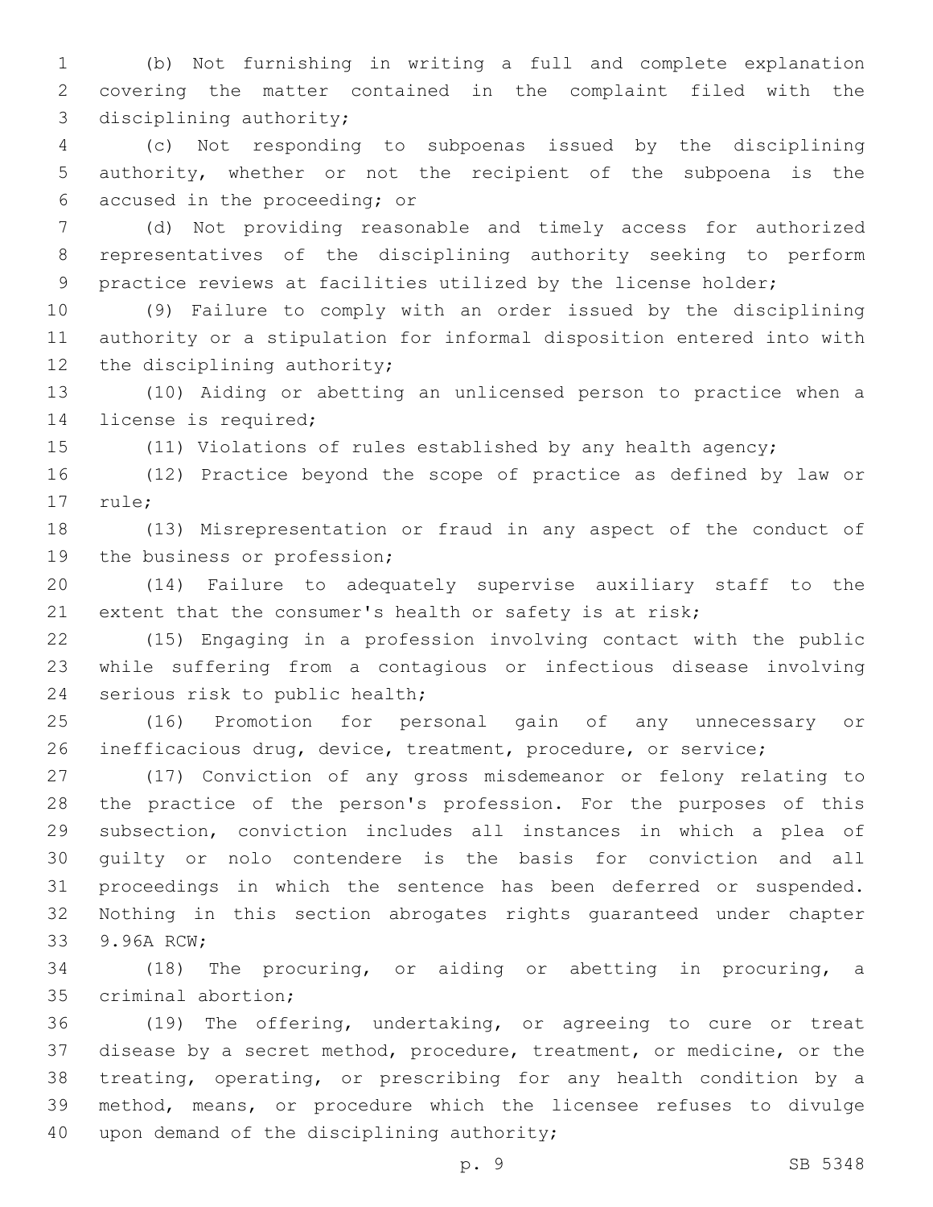(b) Not furnishing in writing a full and complete explanation covering the matter contained in the complaint filed with the disciplining authority;

(c) Not responding to subpoenas issued by the disciplining authority, whether or not the recipient of the subpoena is the accused in the proceeding; or

(d) Not providing reasonable and timely access for authorized representatives of the disciplining authority seeking to perform practice reviews at facilities utilized by the license holder;

(9) Failure to comply with an order issued by the disciplining authority or a stipulation for informal disposition entered into with the disciplining authority;

(10) Aiding or abetting an unlicensed person to practice when a license is required;

(11) Violations of rules established by any health agency;

(12) Practice beyond the scope of practice as defined by law or rule;

(13) Misrepresentation or fraud in any aspect of the conduct of the business or profession;

(14) Failure to adequately supervise auxiliary staff to the extent that the consumer's health or safety is at risk;

(15) Engaging in a profession involving contact with the public while suffering from a contagious or infectious disease involving serious risk to public health;

(16) Promotion for personal gain of any unnecessary or inefficacious drug, device, treatment, procedure, or service;

(17) Conviction of any gross misdemeanor or felony relating to the practice of the person's profession. For the purposes of this subsection, conviction includes all instances in which a plea of guilty or nolo contendere is the basis for conviction and all proceedings in which the sentence has been deferred or suspended. Nothing in this section abrogates rights guaranteed under chapter 9.96A RCW;

(18) The procuring, or aiding or abetting in procuring, a criminal abortion;

(19) The offering, undertaking, or agreeing to cure or treat disease by a secret method, procedure, treatment, or medicine, or the treating, operating, or prescribing for any health condition by a method, means, or procedure which the licensee refuses to divulge upon demand of the disciplining authority;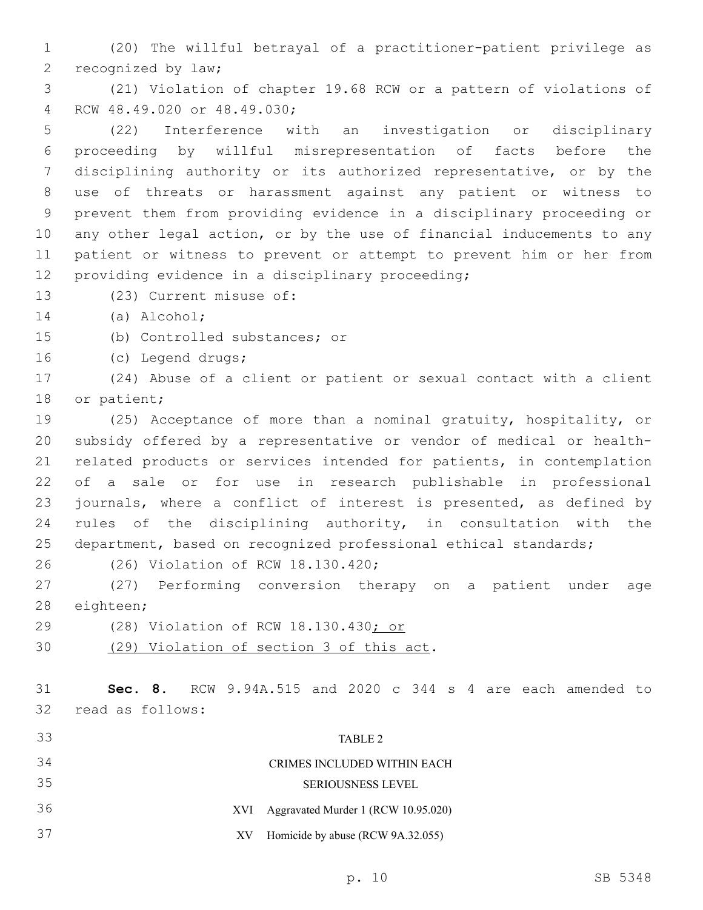(20) The willful betrayal of a practitioner-patient privilege as recognized by law;

(21) Violation of chapter 19.68 RCW or a pattern of violations of RCW 48.49.020 or 48.49.030;

(22) Interference with an investigation or disciplinary proceeding by willful misrepresentation of facts before the disciplining authority or its authorized representative, or by the use of threats or harassment against any patient or witness to prevent them from providing evidence in a disciplinary proceeding or any other legal action, or by the use of financial inducements to any patient or witness to prevent or attempt to prevent him or her from providing evidence in a disciplinary proceeding;

(23) Current misuse of:

(a) Alcohol;

(b) Controlled substances; or

(c) Legend drugs;

(24) Abuse of a client or patient or sexual contact with a client or patient;

(25) Acceptance of more than a nominal gratuity, hospitality, or subsidy offered by a representative or vendor of medical or health-related products or services intended for patients, in contemplation of a sale or for use in research publishable in professional journals, where a conflict of interest is presented, as defined by rules of the disciplining authority, in consultation with the department, based on recognized professional ethical standards;

(26) Violation of RCW 18.130.420;

(27) Performing conversion therapy on a patient under age eighteen;

(28) Violation of RCW 18.130.430<u>; or</u>

<u>(29) Violation of section 3 of this act</u>.

**Sec. 8.** RCW 9.94A.515 and 2020 c 344 s 4 are each amended to read as follows:

TABLE 2

CRIMES INCLUDED WITHIN EACH SERIOUSNESS LEVEL

| | |
|---|---|
| XVI | Aggravated Murder 1 (RCW 10.95.020) |
| XV | Homicide by abuse (RCW 9A.32.055) |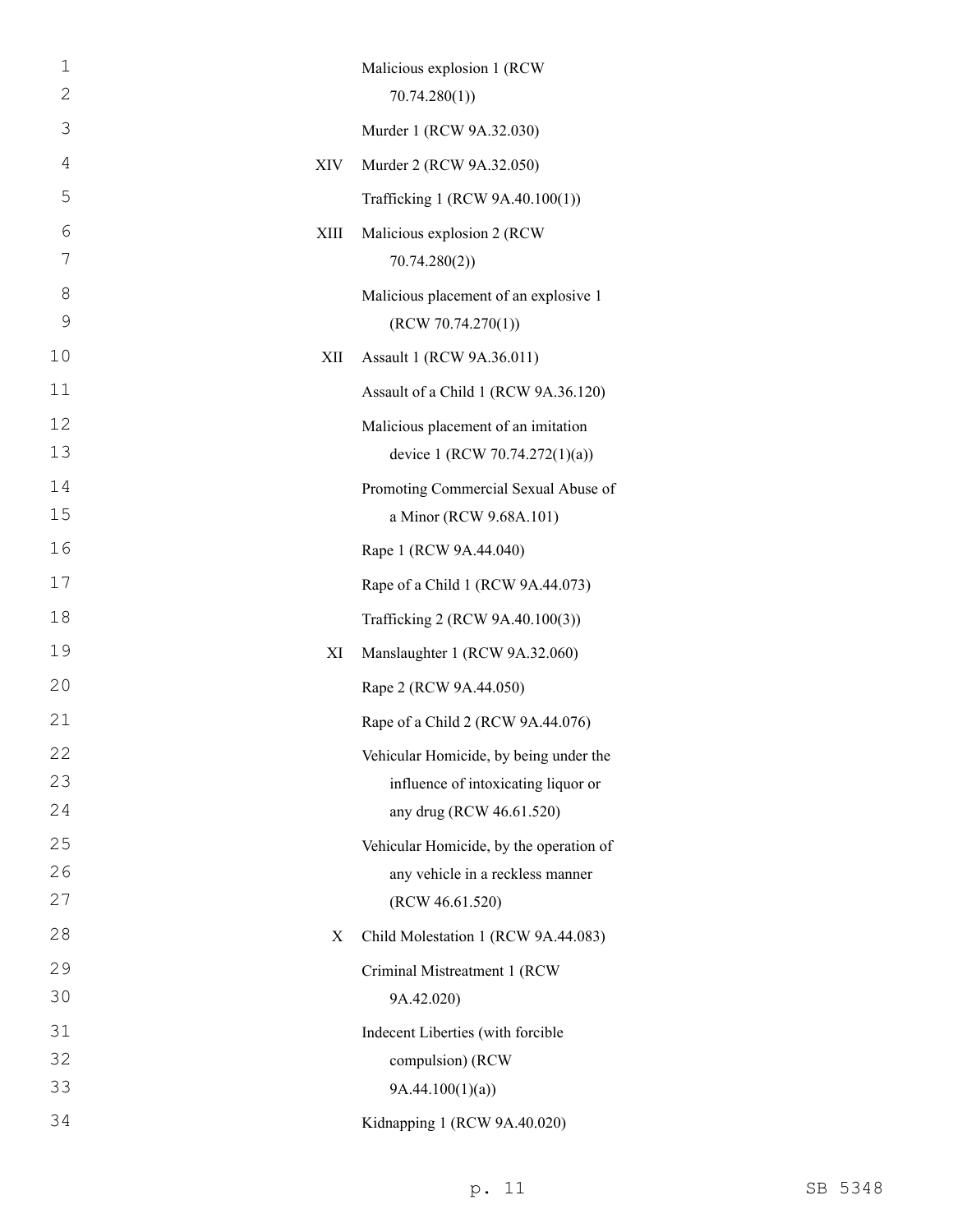| | |
|---|---|
| | Malicious explosion 1 (RCW 70.74.280(1)) |
| | Murder 1 (RCW 9A.32.030) |
| XIV | Murder 2 (RCW 9A.32.050) |
| | Trafficking 1 (RCW 9A.40.100(1)) |
| XIII | Malicious explosion 2 (RCW 70.74.280(2)) |
| | Malicious placement of an explosive 1 (RCW 70.74.270(1)) |
| XII | Assault 1 (RCW 9A.36.011) |
| | Assault of a Child 1 (RCW 9A.36.120) |
| | Malicious placement of an imitation device 1 (RCW 70.74.272(1)(a)) |
| | Promoting Commercial Sexual Abuse of a Minor (RCW 9.68A.101) |
| | Rape 1 (RCW 9A.44.040) |
| | Rape of a Child 1 (RCW 9A.44.073) |
| | Trafficking 2 (RCW 9A.40.100(3)) |
| XI | Manslaughter 1 (RCW 9A.32.060) |
| | Rape 2 (RCW 9A.44.050) |
| | Rape of a Child 2 (RCW 9A.44.076) |
| | Vehicular Homicide, by being under the influence of intoxicating liquor or any drug (RCW 46.61.520) |
| | Vehicular Homicide, by the operation of any vehicle in a reckless manner (RCW 46.61.520) |
| X | Child Molestation 1 (RCW 9A.44.083) |
| | Criminal Mistreatment 1 (RCW 9A.42.020) |
| | Indecent Liberties (with forcible compulsion) (RCW 9A.44.100(1)(a)) |
| | Kidnapping 1 (RCW 9A.40.020) |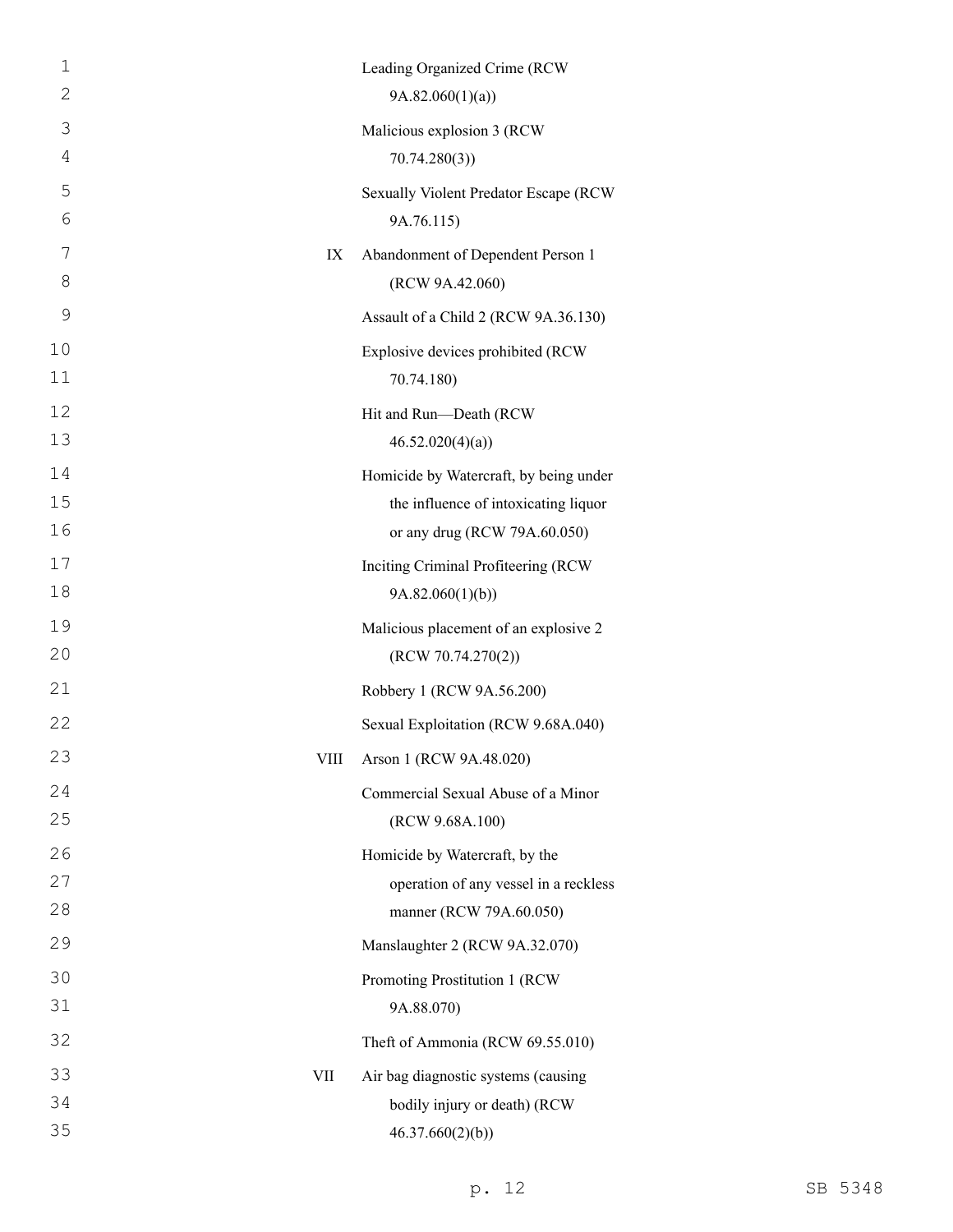| | |
|---|---|
| | Leading Organized Crime (RCW 9A.82.060(1)(a)) |
| | Malicious explosion 3 (RCW 70.74.280(3)) |
| | Sexually Violent Predator Escape (RCW 9A.76.115) |
| IX | Abandonment of Dependent Person 1 (RCW 9A.42.060) |
| | Assault of a Child 2 (RCW 9A.36.130) |
| | Explosive devices prohibited (RCW 70.74.180) |
| | Hit and Run—Death (RCW 46.52.020(4)(a)) |
| | Homicide by Watercraft, by being under the influence of intoxicating liquor or any drug (RCW 79A.60.050) |
| | Inciting Criminal Profiteering (RCW 9A.82.060(1)(b)) |
| | Malicious placement of an explosive 2 (RCW 70.74.270(2)) |
| | Robbery 1 (RCW 9A.56.200) |
| | Sexual Exploitation (RCW 9.68A.040) |
| VIII | Arson 1 (RCW 9A.48.020) |
| | Commercial Sexual Abuse of a Minor (RCW 9.68A.100) |
| | Homicide by Watercraft, by the operation of any vessel in a reckless manner (RCW 79A.60.050) |
| | Manslaughter 2 (RCW 9A.32.070) |
| | Promoting Prostitution 1 (RCW 9A.88.070) |
| | Theft of Ammonia (RCW 69.55.010) |
| VII | Air bag diagnostic systems (causing bodily injury or death) (RCW 46.37.660(2)(b)) |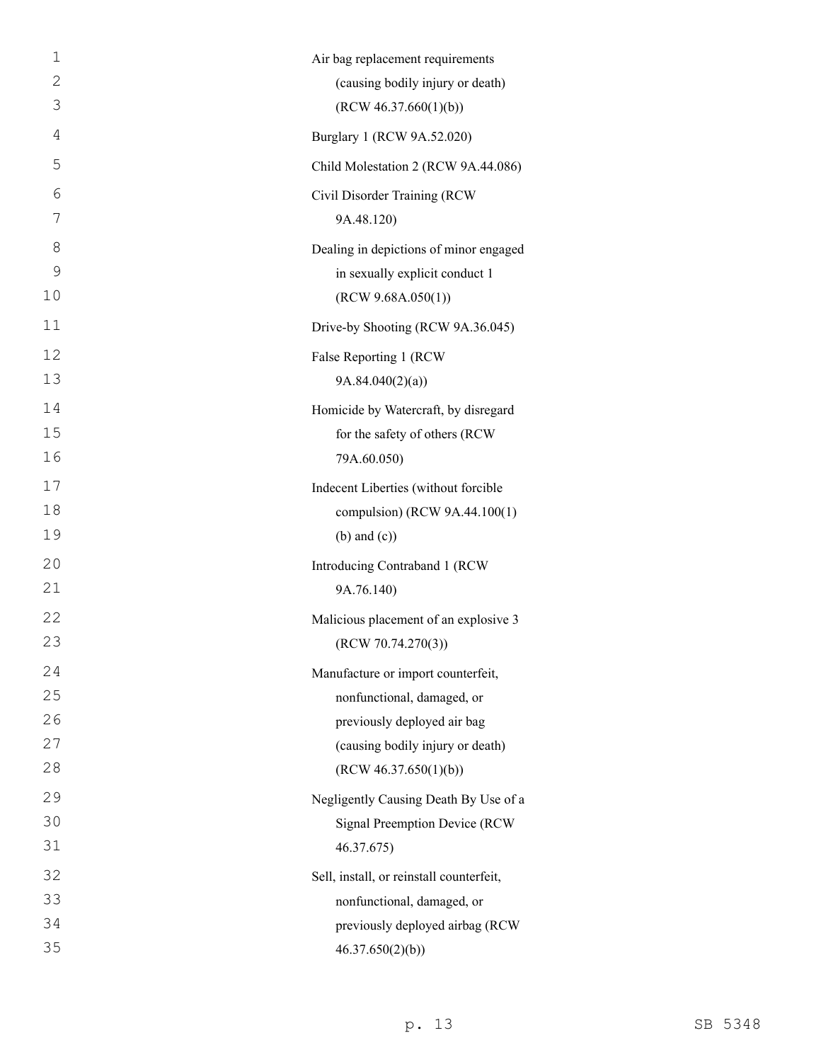Air bag replacement requirements (causing bodily injury or death) (RCW 46.37.660(1)(b))

Burglary 1 (RCW 9A.52.020)

Child Molestation 2 (RCW 9A.44.086)

Civil Disorder Training (RCW 9A.48.120)

Dealing in depictions of minor engaged in sexually explicit conduct 1 (RCW 9.68A.050(1))

Drive-by Shooting (RCW 9A.36.045)

False Reporting 1 (RCW 9A.84.040(2)(a))

Homicide by Watercraft, by disregard for the safety of others (RCW 79A.60.050)

Indecent Liberties (without forcible compulsion) (RCW 9A.44.100(1) (b) and (c))

Introducing Contraband 1 (RCW 9A.76.140)

Malicious placement of an explosive 3 (RCW 70.74.270(3))

Manufacture or import counterfeit, nonfunctional, damaged, or previously deployed air bag (causing bodily injury or death) (RCW 46.37.650(1)(b))

Negligently Causing Death By Use of a Signal Preemption Device (RCW 46.37.675)

Sell, install, or reinstall counterfeit, nonfunctional, damaged, or previously deployed airbag (RCW 46.37.650(2)(b))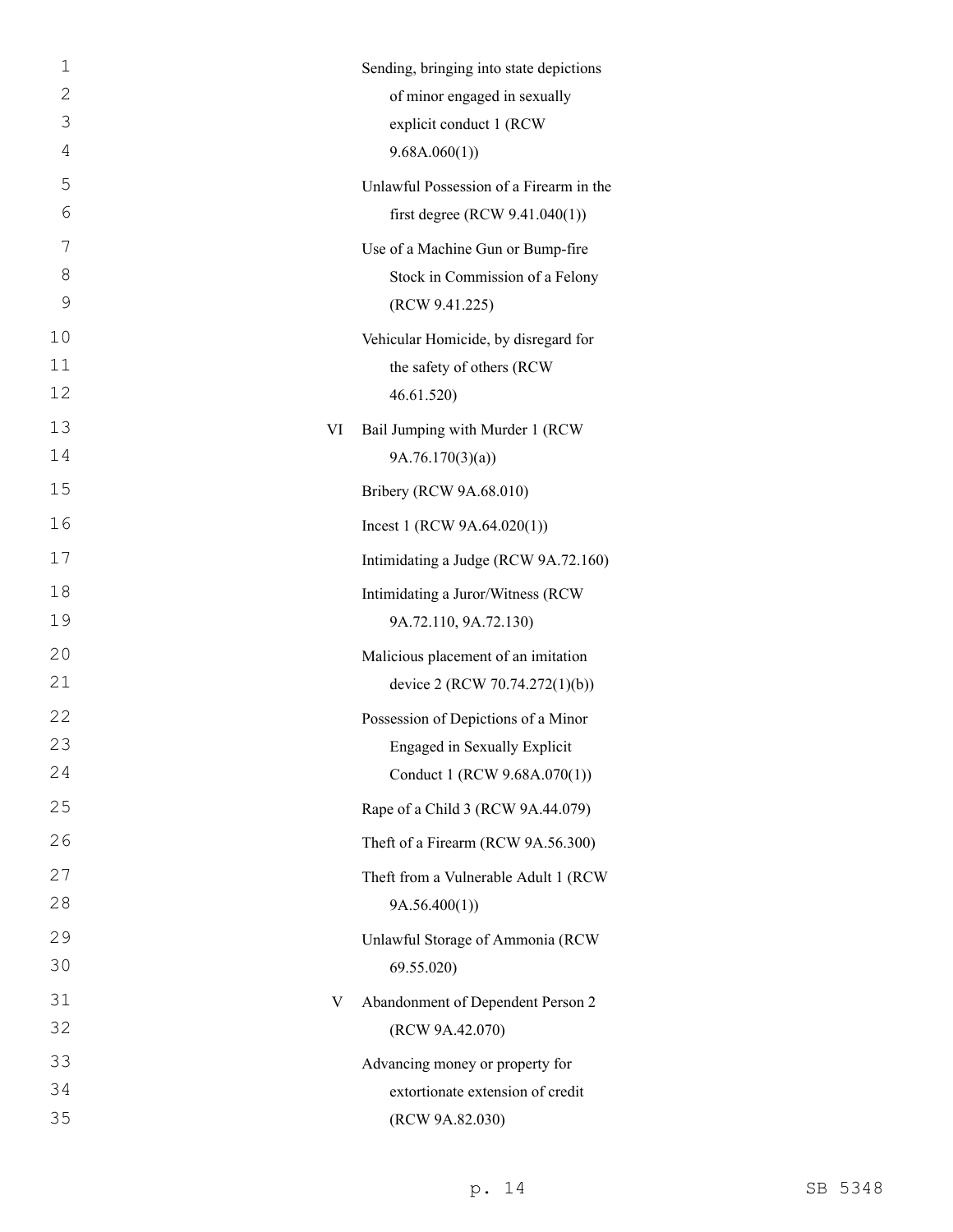| | |
|---|---|
| | Sending, bringing into state depictions of minor engaged in sexually explicit conduct 1 (RCW 9.68A.060(1)) |
| | Unlawful Possession of a Firearm in the first degree (RCW 9.41.040(1)) |
| | Use of a Machine Gun or Bump-fire Stock in Commission of a Felony (RCW 9.41.225) |
| | Vehicular Homicide, by disregard for the safety of others (RCW 46.61.520) |
| VI | Bail Jumping with Murder 1 (RCW 9A.76.170(3)(a)) |
| | Bribery (RCW 9A.68.010) |
| | Incest 1 (RCW 9A.64.020(1)) |
| | Intimidating a Judge (RCW 9A.72.160) |
| | Intimidating a Juror/Witness (RCW 9A.72.110, 9A.72.130) |
| | Malicious placement of an imitation device 2 (RCW 70.74.272(1)(b)) |
| | Possession of Depictions of a Minor Engaged in Sexually Explicit Conduct 1 (RCW 9.68A.070(1)) |
| | Rape of a Child 3 (RCW 9A.44.079) |
| | Theft of a Firearm (RCW 9A.56.300) |
| | Theft from a Vulnerable Adult 1 (RCW 9A.56.400(1)) |
| | Unlawful Storage of Ammonia (RCW 69.55.020) |
| V | Abandonment of Dependent Person 2 (RCW 9A.42.070) |
| | Advancing money or property for extortionate extension of credit (RCW 9A.82.030) |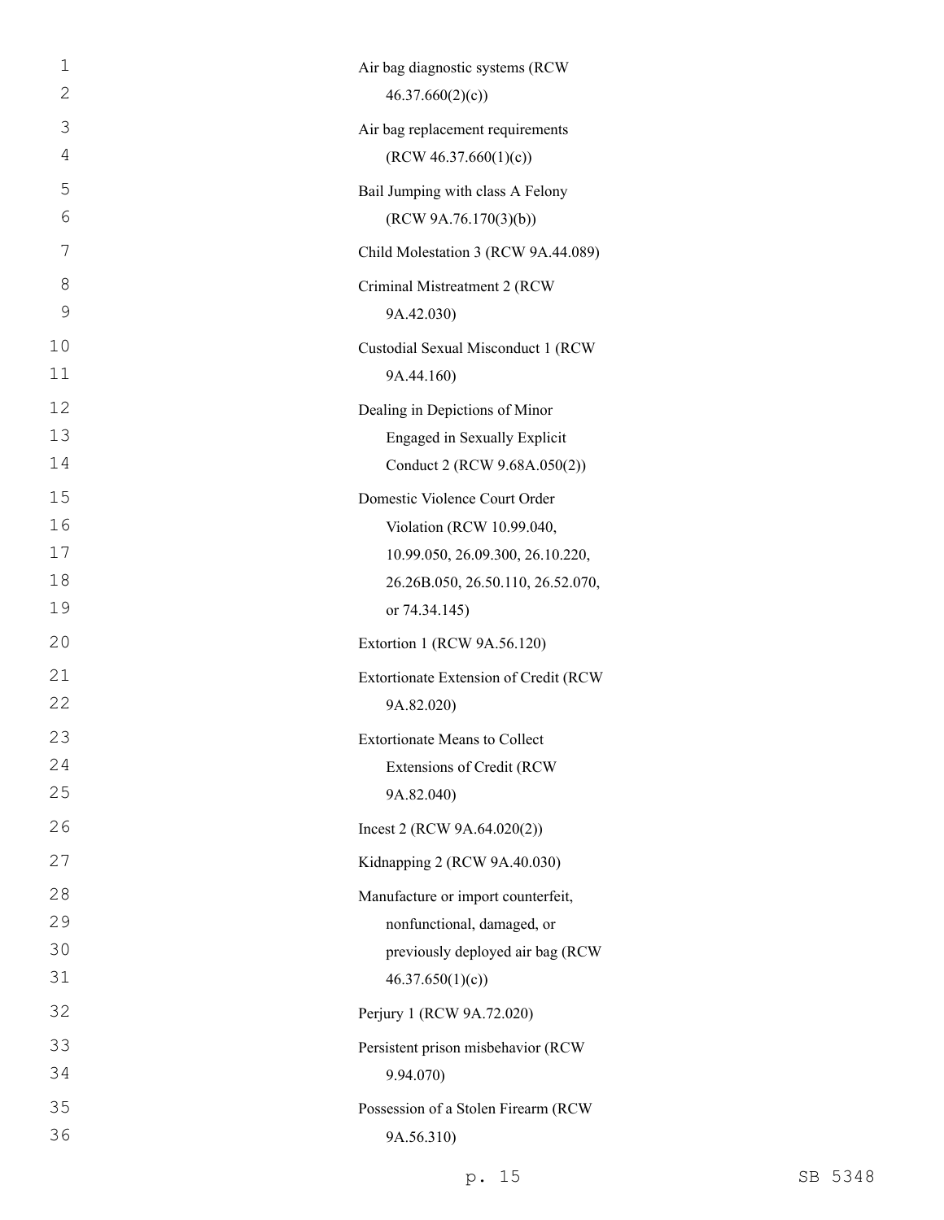Air bag diagnostic systems (RCW 46.37.660(2)(c))

Air bag replacement requirements (RCW 46.37.660(1)(c))

Bail Jumping with class A Felony (RCW 9A.76.170(3)(b))

Child Molestation 3 (RCW 9A.44.089)

Criminal Mistreatment 2 (RCW 9A.42.030)

Custodial Sexual Misconduct 1 (RCW 9A.44.160)

Dealing in Depictions of Minor Engaged in Sexually Explicit Conduct 2 (RCW 9.68A.050(2))

Domestic Violence Court Order Violation (RCW 10.99.040, 10.99.050, 26.09.300, 26.10.220, 26.26B.050, 26.50.110, 26.52.070, or 74.34.145)

Extortion 1 (RCW 9A.56.120)

Extortionate Extension of Credit (RCW 9A.82.020)

Extortionate Means to Collect Extensions of Credit (RCW 9A.82.040)

Incest 2 (RCW 9A.64.020(2))

Kidnapping 2 (RCW 9A.40.030)

Manufacture or import counterfeit, nonfunctional, damaged, or previously deployed air bag (RCW 46.37.650(1)(c))

Perjury 1 (RCW 9A.72.020)

Persistent prison misbehavior (RCW 9.94.070)

Possession of a Stolen Firearm (RCW 9A.56.310)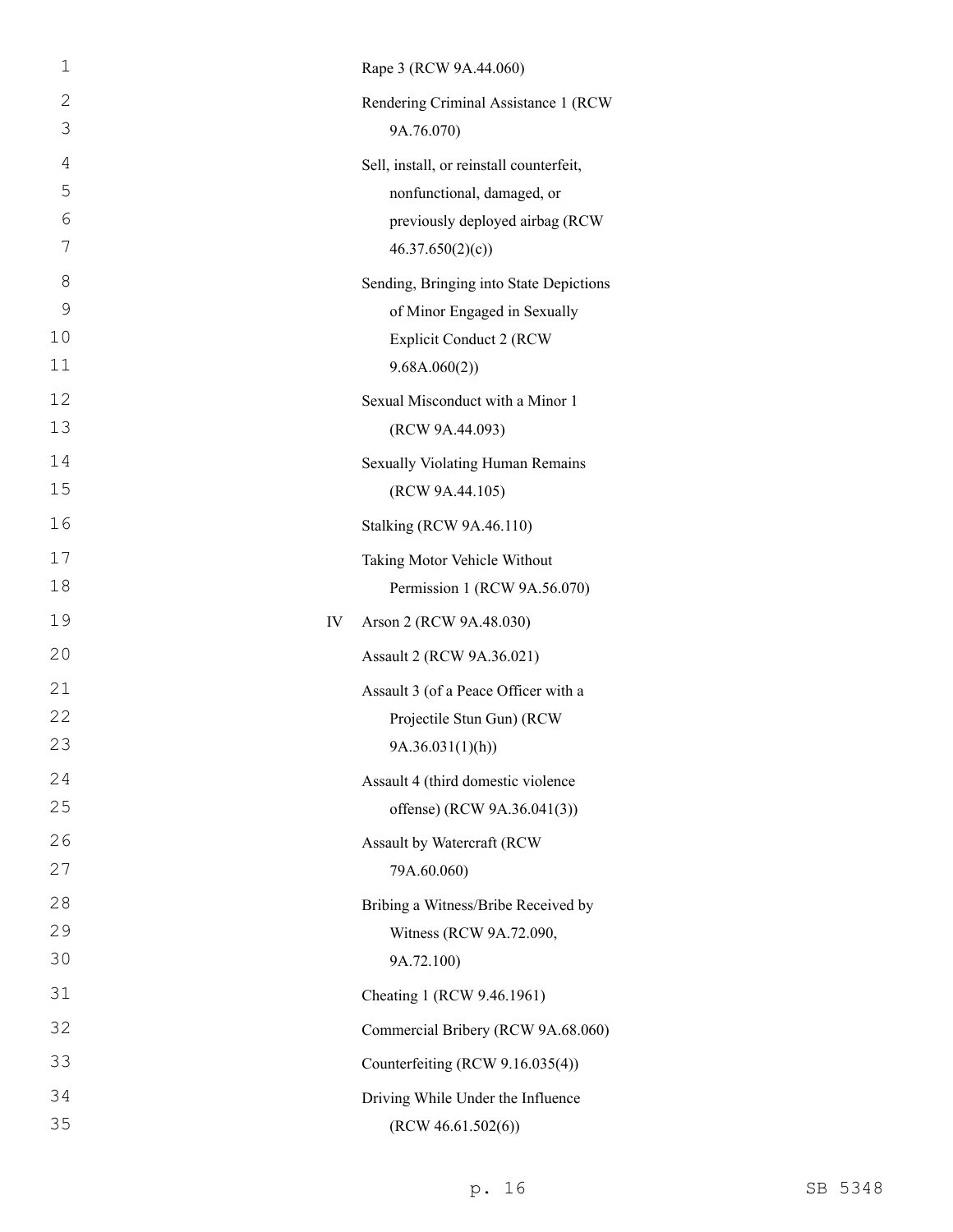| | |
|---|---|
| | Rape 3 (RCW 9A.44.060) |
| | Rendering Criminal Assistance 1 (RCW 9A.76.070) |
| | Sell, install, or reinstall counterfeit, nonfunctional, damaged, or previously deployed airbag (RCW 46.37.650(2)(c)) |
| | Sending, Bringing into State Depictions of Minor Engaged in Sexually Explicit Conduct 2 (RCW 9.68A.060(2)) |
| | Sexual Misconduct with a Minor 1 (RCW 9A.44.093) |
| | Sexually Violating Human Remains (RCW 9A.44.105) |
| | Stalking (RCW 9A.46.110) |
| | Taking Motor Vehicle Without Permission 1 (RCW 9A.56.070) |
| IV | Arson 2 (RCW 9A.48.030) |
| | Assault 2 (RCW 9A.36.021) |
| | Assault 3 (of a Peace Officer with a Projectile Stun Gun) (RCW 9A.36.031(1)(h)) |
| | Assault 4 (third domestic violence offense) (RCW 9A.36.041(3)) |
| | Assault by Watercraft (RCW 79A.60.060) |
| | Bribing a Witness/Bribe Received by Witness (RCW 9A.72.090, 9A.72.100) |
| | Cheating 1 (RCW 9.46.1961) |
| | Commercial Bribery (RCW 9A.68.060) |
| | Counterfeiting (RCW 9.16.035(4)) |
| | Driving While Under the Influence (RCW 46.61.502(6)) |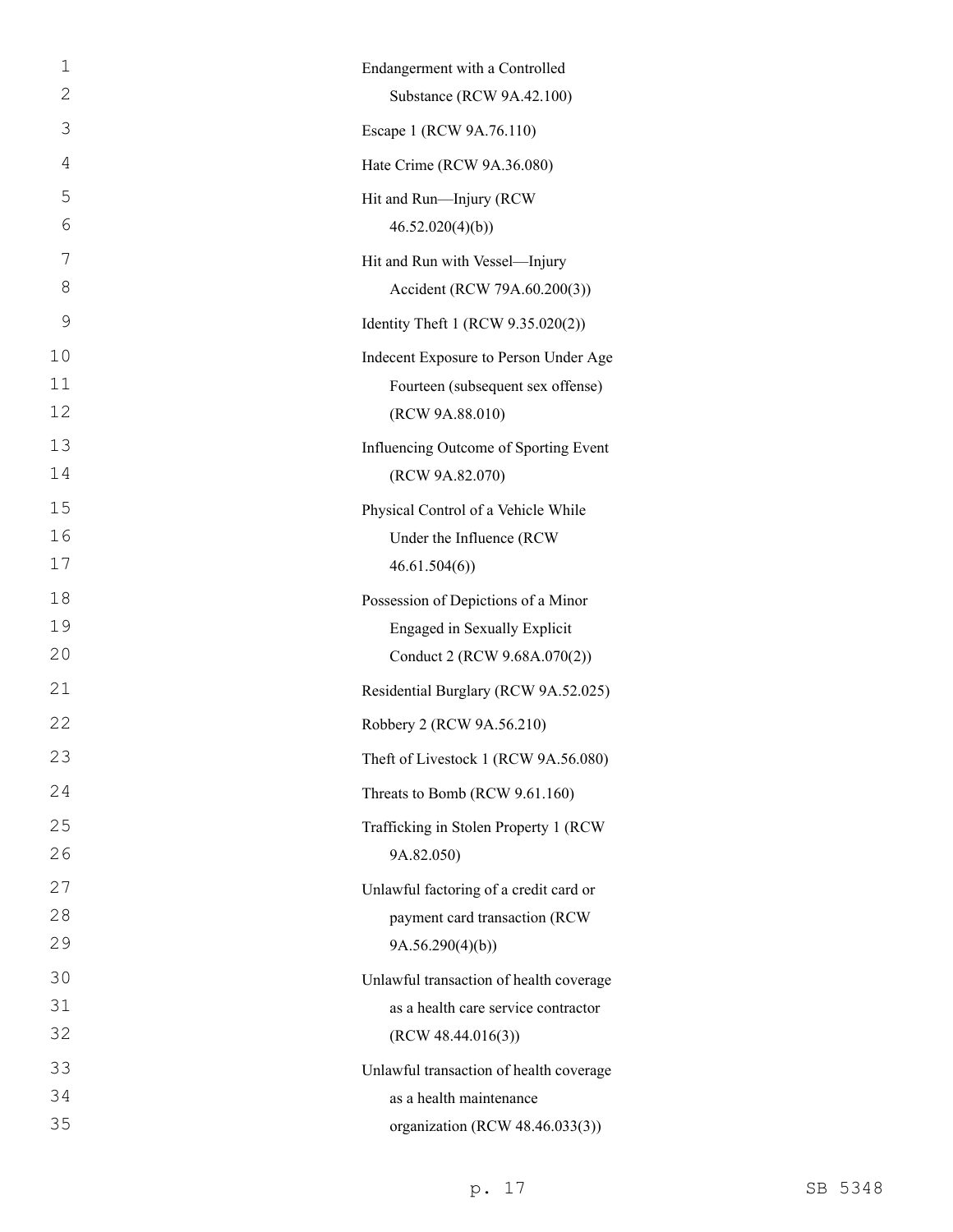Endangerment with a Controlled Substance (RCW 9A.42.100)

Escape 1 (RCW 9A.76.110)

Hate Crime (RCW 9A.36.080)

Hit and Run—Injury (RCW 46.52.020(4)(b))

Hit and Run with Vessel—Injury Accident (RCW 79A.60.200(3))

Identity Theft 1 (RCW 9.35.020(2))

Indecent Exposure to Person Under Age Fourteen (subsequent sex offense) (RCW 9A.88.010)

Influencing Outcome of Sporting Event (RCW 9A.82.070)

Physical Control of a Vehicle While Under the Influence (RCW 46.61.504(6))

Possession of Depictions of a Minor Engaged in Sexually Explicit Conduct 2 (RCW 9.68A.070(2))

Residential Burglary (RCW 9A.52.025)

Robbery 2 (RCW 9A.56.210)

Theft of Livestock 1 (RCW 9A.56.080)

Threats to Bomb (RCW 9.61.160)

Trafficking in Stolen Property 1 (RCW 9A.82.050)

Unlawful factoring of a credit card or payment card transaction (RCW 9A.56.290(4)(b))

Unlawful transaction of health coverage as a health care service contractor (RCW 48.44.016(3))

Unlawful transaction of health coverage as a health maintenance organization (RCW 48.46.033(3))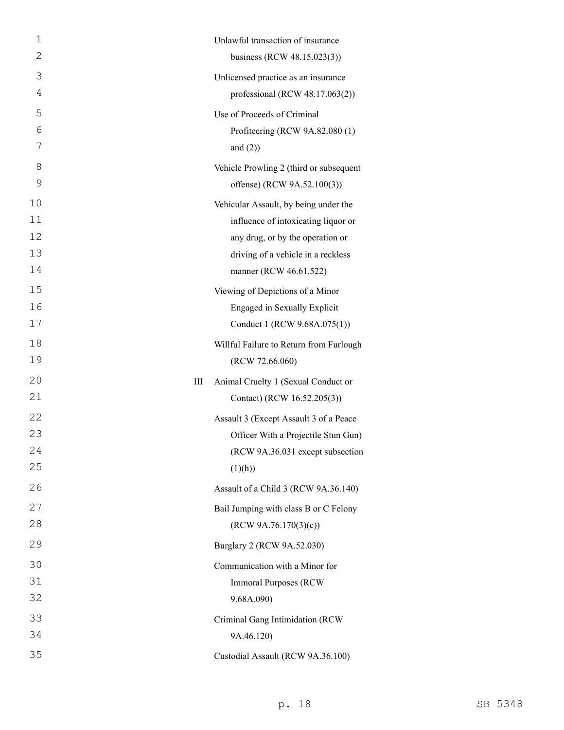Unlawful transaction of insurance business (RCW 48.15.023(3))

Unlicensed practice as an insurance professional (RCW 48.17.063(2))

Use of Proceeds of Criminal Profiteering (RCW 9A.82.080 (1) and (2))

Vehicle Prowling 2 (third or subsequent offense) (RCW 9A.52.100(3))

Vehicular Assault, by being under the influence of intoxicating liquor or any drug, or by the operation or driving of a vehicle in a reckless manner (RCW 46.61.522)

Viewing of Depictions of a Minor Engaged in Sexually Explicit Conduct 1 (RCW 9.68A.075(1))

Willful Failure to Return from Furlough (RCW 72.66.060)

III Animal Cruelty 1 (Sexual Conduct or Contact) (RCW 16.52.205(3))

Assault 3 (Except Assault 3 of a Peace Officer With a Projectile Stun Gun) (RCW 9A.36.031 except subsection (1)(h))

Assault of a Child 3 (RCW 9A.36.140)

Bail Jumping with class B or C Felony (RCW 9A.76.170(3)(c))

Burglary 2 (RCW 9A.52.030)

Communication with a Minor for Immoral Purposes (RCW 9.68A.090)

Criminal Gang Intimidation (RCW 9A.46.120)

Custodial Assault (RCW 9A.36.100)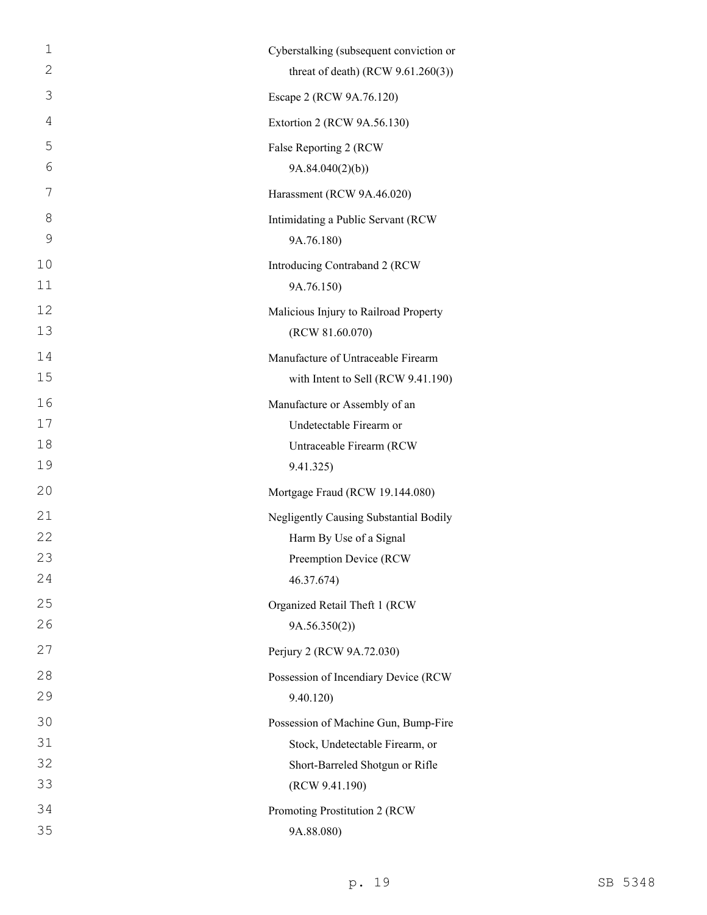Cyberstalking (subsequent conviction or threat of death) (RCW 9.61.260(3))

Escape 2 (RCW 9A.76.120)

Extortion 2 (RCW 9A.56.130)

False Reporting 2 (RCW 9A.84.040(2)(b))

Harassment (RCW 9A.46.020)

Intimidating a Public Servant (RCW 9A.76.180)

Introducing Contraband 2 (RCW 9A.76.150)

Malicious Injury to Railroad Property (RCW 81.60.070)

Manufacture of Untraceable Firearm with Intent to Sell (RCW 9.41.190)

Manufacture or Assembly of an Undetectable Firearm or Untraceable Firearm (RCW 9.41.325)

Mortgage Fraud (RCW 19.144.080)

Negligently Causing Substantial Bodily Harm By Use of a Signal Preemption Device (RCW 46.37.674)

Organized Retail Theft 1 (RCW 9A.56.350(2))

Perjury 2 (RCW 9A.72.030)

Possession of Incendiary Device (RCW 9.40.120)

Possession of Machine Gun, Bump-Fire Stock, Undetectable Firearm, or Short-Barreled Shotgun or Rifle (RCW 9.41.190)

Promoting Prostitution 2 (RCW 9A.88.080)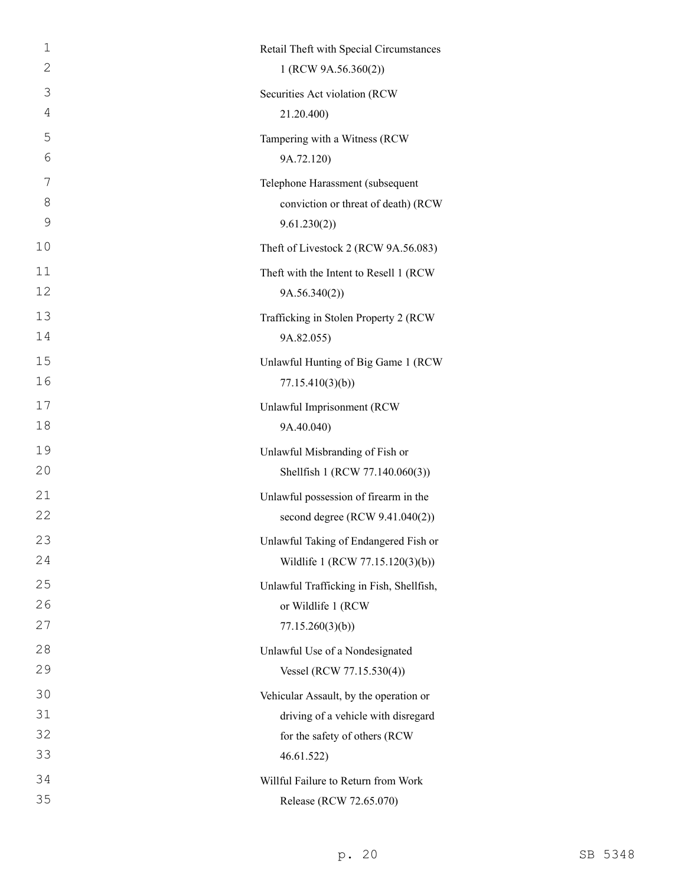Retail Theft with Special Circumstances 1 (RCW 9A.56.360(2))

Securities Act violation (RCW 21.20.400)

Tampering with a Witness (RCW 9A.72.120)

Telephone Harassment (subsequent conviction or threat of death) (RCW 9.61.230(2))

Theft of Livestock 2 (RCW 9A.56.083)

Theft with the Intent to Resell 1 (RCW 9A.56.340(2))

Trafficking in Stolen Property 2 (RCW 9A.82.055)

Unlawful Hunting of Big Game 1 (RCW 77.15.410(3)(b))

Unlawful Imprisonment (RCW 9A.40.040)

Unlawful Misbranding of Fish or Shellfish 1 (RCW 77.140.060(3))

Unlawful possession of firearm in the second degree (RCW 9.41.040(2))

Unlawful Taking of Endangered Fish or Wildlife 1 (RCW 77.15.120(3)(b))

Unlawful Trafficking in Fish, Shellfish, or Wildlife 1 (RCW 77.15.260(3)(b))

Unlawful Use of a Nondesignated Vessel (RCW 77.15.530(4))

Vehicular Assault, by the operation or driving of a vehicle with disregard for the safety of others (RCW 46.61.522)

Willful Failure to Return from Work Release (RCW 72.65.070)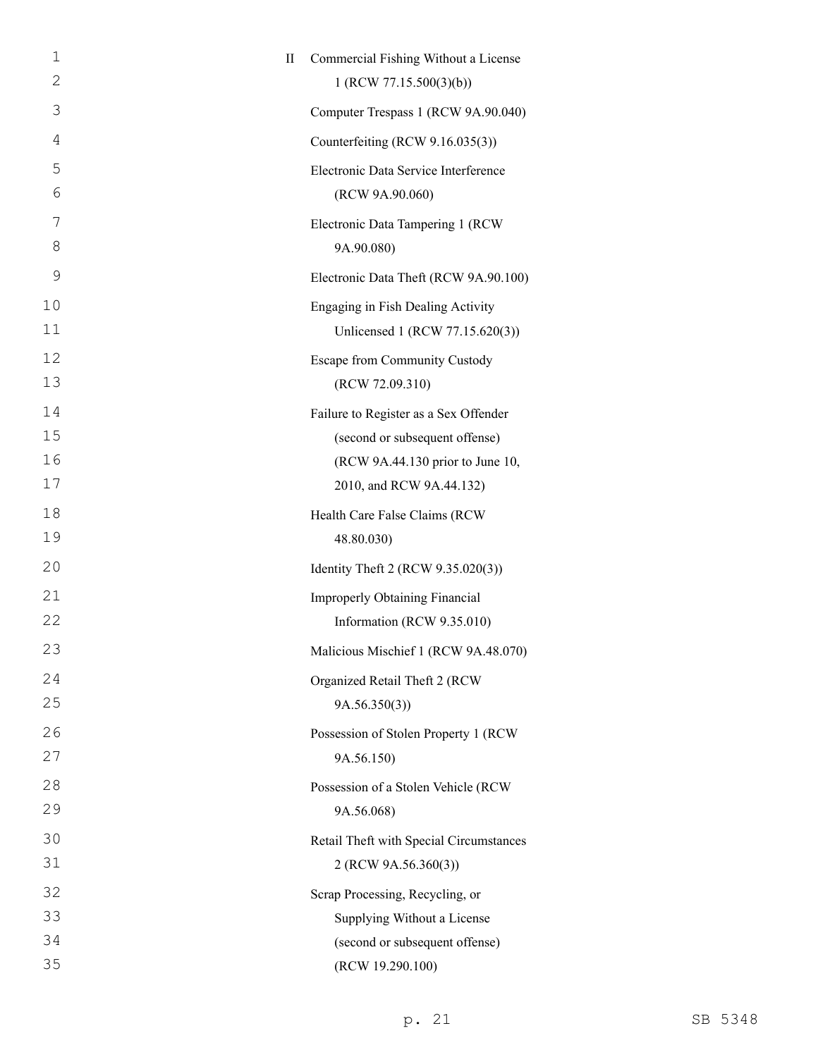II Commercial Fishing Without a License 1 (RCW 77.15.500(3)(b))

Computer Trespass 1 (RCW 9A.90.040)

Counterfeiting (RCW 9.16.035(3))

Electronic Data Service Interference (RCW 9A.90.060)

Electronic Data Tampering 1 (RCW 9A.90.080)

Electronic Data Theft (RCW 9A.90.100)

Engaging in Fish Dealing Activity Unlicensed 1 (RCW 77.15.620(3))

Escape from Community Custody (RCW 72.09.310)

Failure to Register as a Sex Offender (second or subsequent offense) (RCW 9A.44.130 prior to June 10, 2010, and RCW 9A.44.132)

Health Care False Claims (RCW 48.80.030)

Identity Theft 2 (RCW 9.35.020(3))

Improperly Obtaining Financial Information (RCW 9.35.010)

Malicious Mischief 1 (RCW 9A.48.070)

Organized Retail Theft 2 (RCW 9A.56.350(3))

Possession of Stolen Property 1 (RCW 9A.56.150)

Possession of a Stolen Vehicle (RCW 9A.56.068)

Retail Theft with Special Circumstances 2 (RCW 9A.56.360(3))

Scrap Processing, Recycling, or Supplying Without a License (second or subsequent offense) (RCW 19.290.100)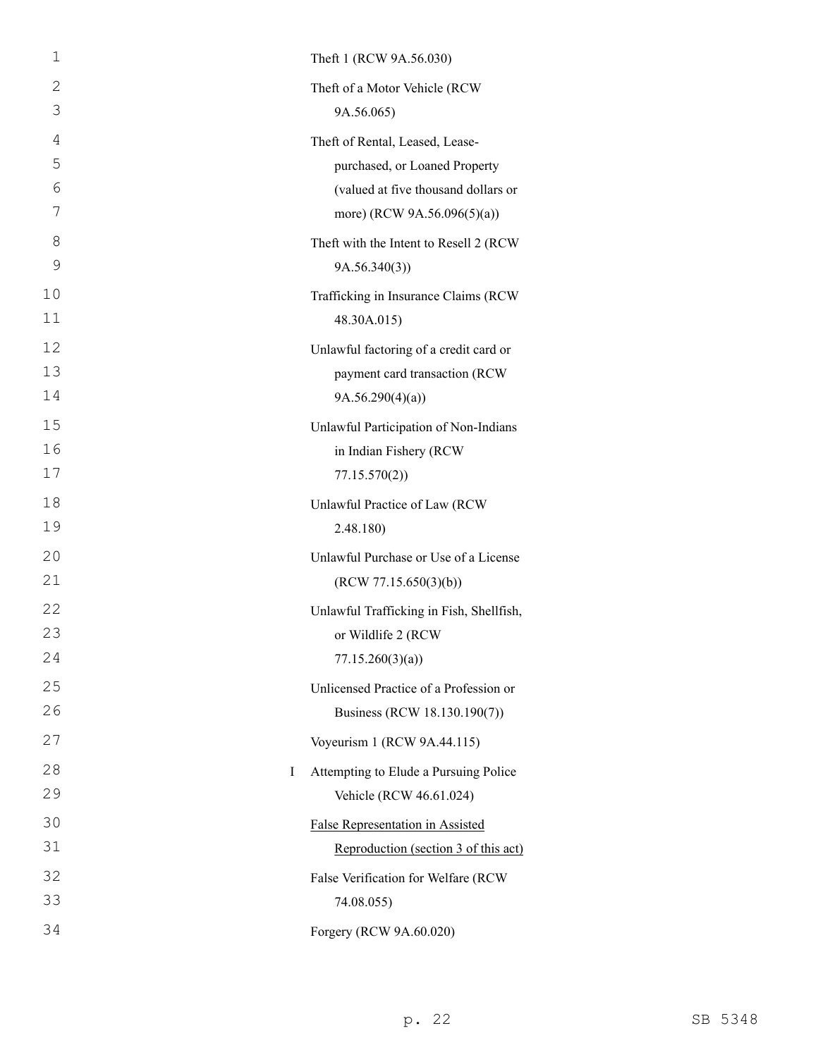Theft 1 (RCW 9A.56.030)

Theft of a Motor Vehicle (RCW 9A.56.065)

Theft of Rental, Leased, Lease-purchased, or Loaned Property (valued at five thousand dollars or more) (RCW 9A.56.096(5)(a))

Theft with the Intent to Resell 2 (RCW 9A.56.340(3))

Trafficking in Insurance Claims (RCW 48.30A.015)

Unlawful factoring of a credit card or payment card transaction (RCW 9A.56.290(4)(a))

Unlawful Participation of Non-Indians in Indian Fishery (RCW 77.15.570(2))

Unlawful Practice of Law (RCW 2.48.180)

Unlawful Purchase or Use of a License (RCW 77.15.650(3)(b))

Unlawful Trafficking in Fish, Shellfish, or Wildlife 2 (RCW 77.15.260(3)(a))

Unlicensed Practice of a Profession or Business (RCW 18.130.190(7))

Voyeurism 1 (RCW 9A.44.115)

I Attempting to Elude a Pursuing Police Vehicle (RCW 46.61.024)

<u>False Representation in Assisted Reproduction (section 3 of this act)</u>

False Verification for Welfare (RCW 74.08.055)

Forgery (RCW 9A.60.020)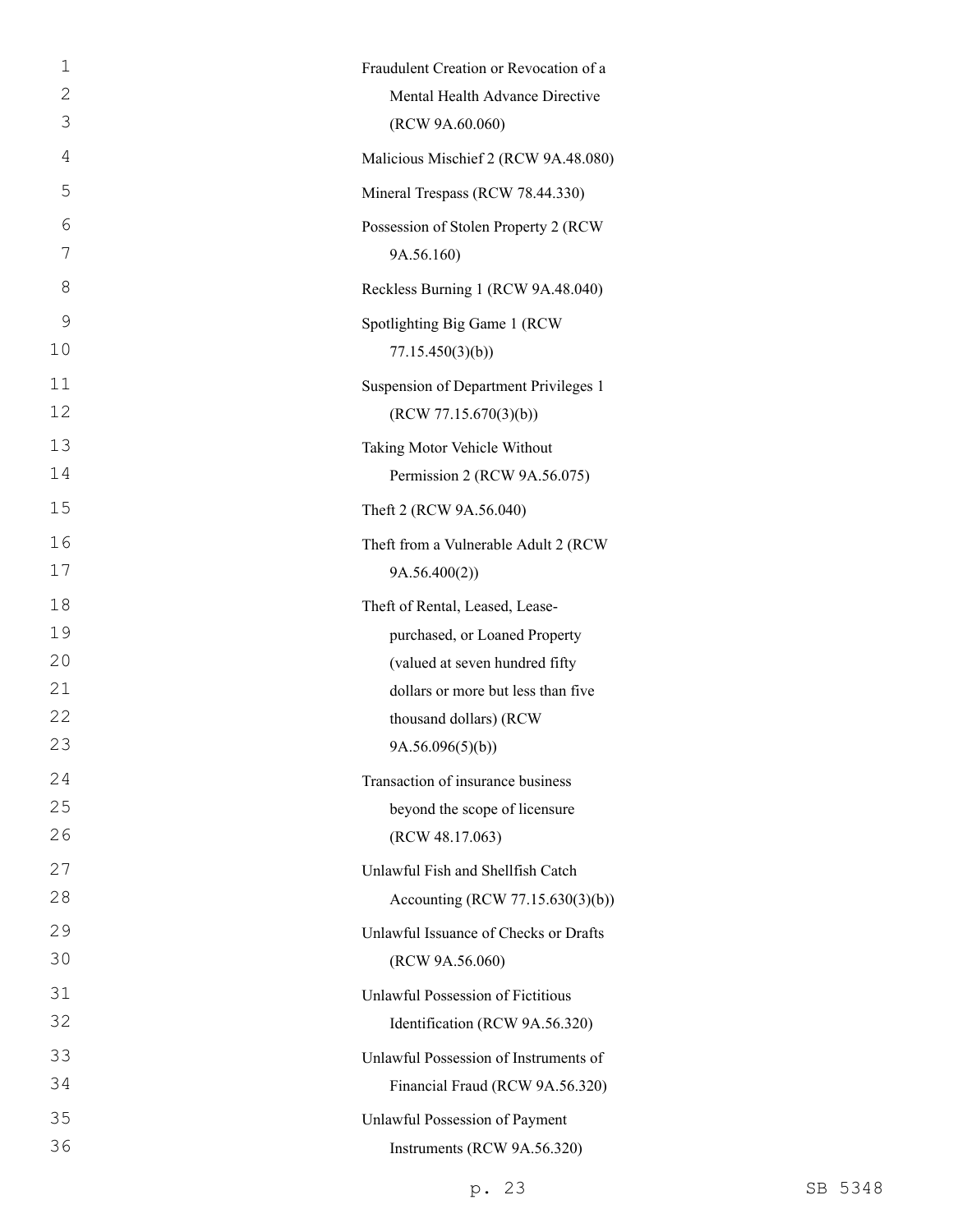Fraudulent Creation or Revocation of a Mental Health Advance Directive (RCW 9A.60.060)

Malicious Mischief 2 (RCW 9A.48.080)

Mineral Trespass (RCW 78.44.330)

Possession of Stolen Property 2 (RCW 9A.56.160)

Reckless Burning 1 (RCW 9A.48.040)

Spotlighting Big Game 1 (RCW 77.15.450(3)(b))

Suspension of Department Privileges 1 (RCW 77.15.670(3)(b))

Taking Motor Vehicle Without Permission 2 (RCW 9A.56.075)

Theft 2 (RCW 9A.56.040)

Theft from a Vulnerable Adult 2 (RCW 9A.56.400(2))

Theft of Rental, Leased, Lease-purchased, or Loaned Property (valued at seven hundred fifty dollars or more but less than five thousand dollars) (RCW 9A.56.096(5)(b))

Transaction of insurance business beyond the scope of licensure (RCW 48.17.063)

Unlawful Fish and Shellfish Catch Accounting (RCW 77.15.630(3)(b))

Unlawful Issuance of Checks or Drafts (RCW 9A.56.060)

Unlawful Possession of Fictitious Identification (RCW 9A.56.320)

Unlawful Possession of Instruments of Financial Fraud (RCW 9A.56.320)

Unlawful Possession of Payment Instruments (RCW 9A.56.320)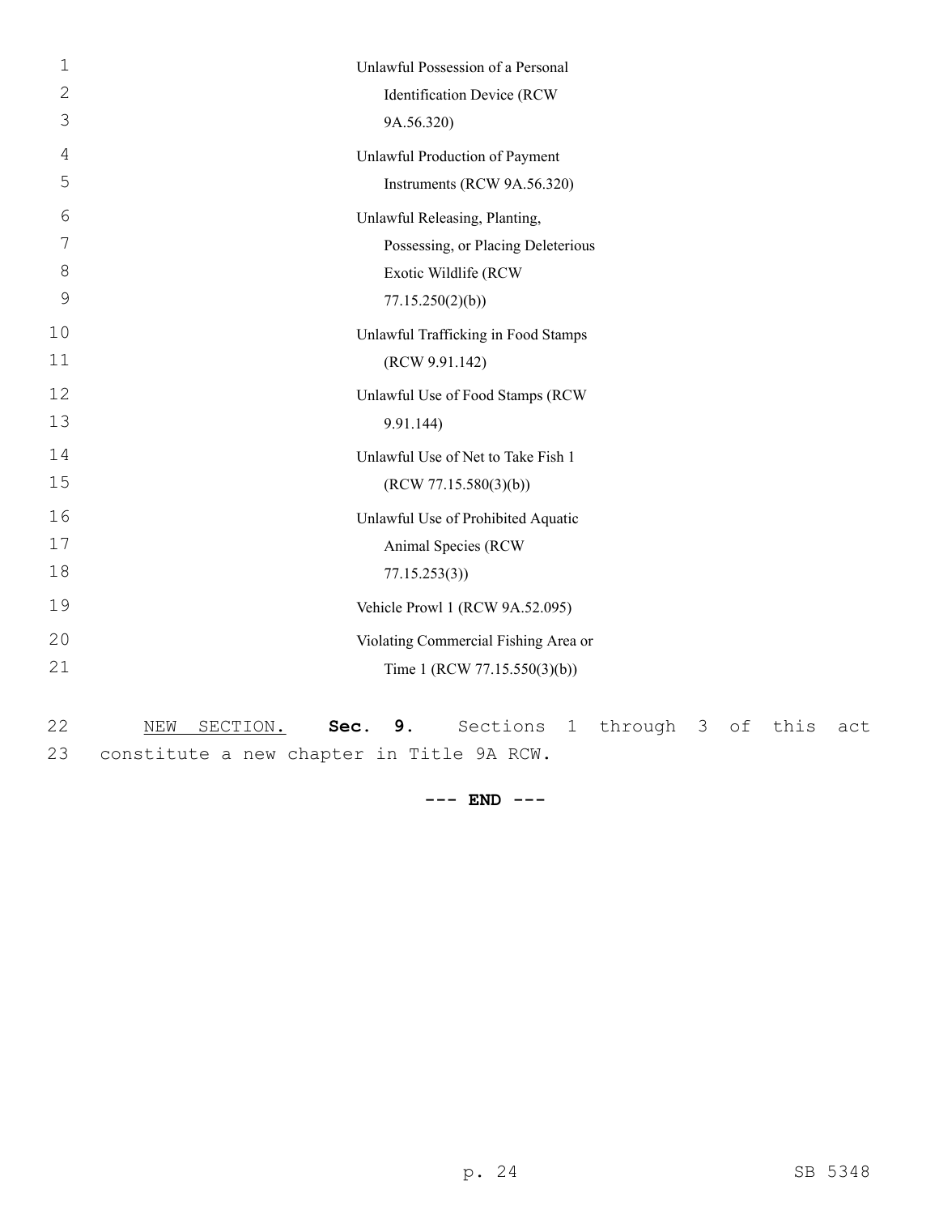Unlawful Possession of a Personal Identification Device (RCW 9A.56.320)

Unlawful Production of Payment Instruments (RCW 9A.56.320)

Unlawful Releasing, Planting, Possessing, or Placing Deleterious Exotic Wildlife (RCW 77.15.250(2)(b))

Unlawful Trafficking in Food Stamps (RCW 9.91.142)

Unlawful Use of Food Stamps (RCW 9.91.144)

Unlawful Use of Net to Take Fish 1 (RCW 77.15.580(3)(b))

Unlawful Use of Prohibited Aquatic Animal Species (RCW 77.15.253(3))

Vehicle Prowl 1 (RCW 9A.52.095)

Violating Commercial Fishing Area or Time 1 (RCW 77.15.550(3)(b))

NEW SECTION. **Sec. 9.** Sections 1 through 3 of this act constitute a new chapter in Title 9A RCW.

**--- END ---**